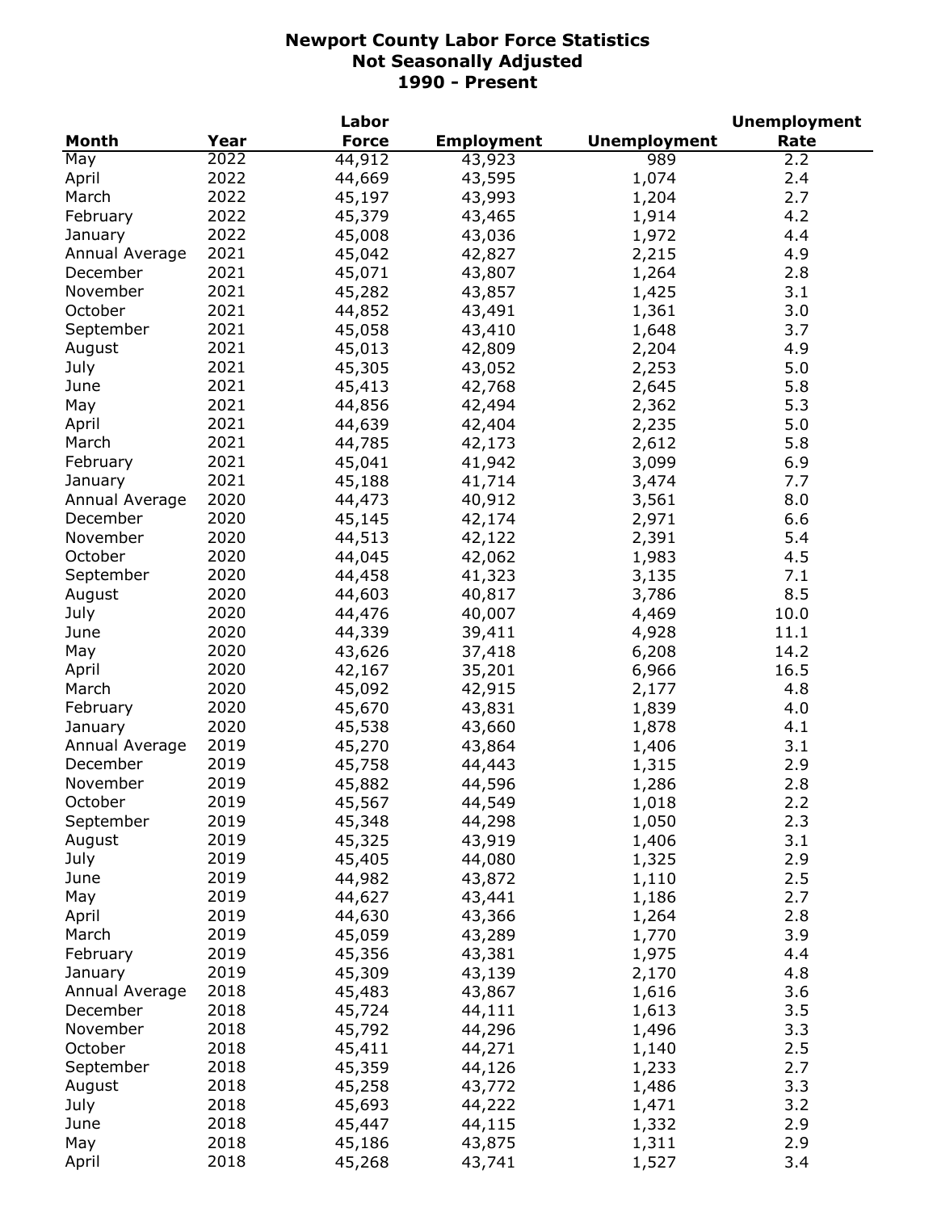# Newport County Labor Force Statistics
## Not Seasonally Adjusted
## 1990 - Present

| Month | Year | Labor Force | Employment | Unemployment | Unemployment Rate |
|---|---|---|---|---|---|
| May | 2022 | 44,912 | 43,923 | 989 | 2.2 |
| April | 2022 | 44,669 | 43,595 | 1,074 | 2.4 |
| March | 2022 | 45,197 | 43,993 | 1,204 | 2.7 |
| February | 2022 | 45,379 | 43,465 | 1,914 | 4.2 |
| January | 2022 | 45,008 | 43,036 | 1,972 | 4.4 |
| Annual Average | 2021 | 45,042 | 42,827 | 2,215 | 4.9 |
| December | 2021 | 45,071 | 43,807 | 1,264 | 2.8 |
| November | 2021 | 45,282 | 43,857 | 1,425 | 3.1 |
| October | 2021 | 44,852 | 43,491 | 1,361 | 3.0 |
| September | 2021 | 45,058 | 43,410 | 1,648 | 3.7 |
| August | 2021 | 45,013 | 42,809 | 2,204 | 4.9 |
| July | 2021 | 45,305 | 43,052 | 2,253 | 5.0 |
| June | 2021 | 45,413 | 42,768 | 2,645 | 5.8 |
| May | 2021 | 44,856 | 42,494 | 2,362 | 5.3 |
| April | 2021 | 44,639 | 42,404 | 2,235 | 5.0 |
| March | 2021 | 44,785 | 42,173 | 2,612 | 5.8 |
| February | 2021 | 45,041 | 41,942 | 3,099 | 6.9 |
| January | 2021 | 45,188 | 41,714 | 3,474 | 7.7 |
| Annual Average | 2020 | 44,473 | 40,912 | 3,561 | 8.0 |
| December | 2020 | 45,145 | 42,174 | 2,971 | 6.6 |
| November | 2020 | 44,513 | 42,122 | 2,391 | 5.4 |
| October | 2020 | 44,045 | 42,062 | 1,983 | 4.5 |
| September | 2020 | 44,458 | 41,323 | 3,135 | 7.1 |
| August | 2020 | 44,603 | 40,817 | 3,786 | 8.5 |
| July | 2020 | 44,476 | 40,007 | 4,469 | 10.0 |
| June | 2020 | 44,339 | 39,411 | 4,928 | 11.1 |
| May | 2020 | 43,626 | 37,418 | 6,208 | 14.2 |
| April | 2020 | 42,167 | 35,201 | 6,966 | 16.5 |
| March | 2020 | 45,092 | 42,915 | 2,177 | 4.8 |
| February | 2020 | 45,670 | 43,831 | 1,839 | 4.0 |
| January | 2020 | 45,538 | 43,660 | 1,878 | 4.1 |
| Annual Average | 2019 | 45,270 | 43,864 | 1,406 | 3.1 |
| December | 2019 | 45,758 | 44,443 | 1,315 | 2.9 |
| November | 2019 | 45,882 | 44,596 | 1,286 | 2.8 |
| October | 2019 | 45,567 | 44,549 | 1,018 | 2.2 |
| September | 2019 | 45,348 | 44,298 | 1,050 | 2.3 |
| August | 2019 | 45,325 | 43,919 | 1,406 | 3.1 |
| July | 2019 | 45,405 | 44,080 | 1,325 | 2.9 |
| June | 2019 | 44,982 | 43,872 | 1,110 | 2.5 |
| May | 2019 | 44,627 | 43,441 | 1,186 | 2.7 |
| April | 2019 | 44,630 | 43,366 | 1,264 | 2.8 |
| March | 2019 | 45,059 | 43,289 | 1,770 | 3.9 |
| February | 2019 | 45,356 | 43,381 | 1,975 | 4.4 |
| January | 2019 | 45,309 | 43,139 | 2,170 | 4.8 |
| Annual Average | 2018 | 45,483 | 43,867 | 1,616 | 3.6 |
| December | 2018 | 45,724 | 44,111 | 1,613 | 3.5 |
| November | 2018 | 45,792 | 44,296 | 1,496 | 3.3 |
| October | 2018 | 45,411 | 44,271 | 1,140 | 2.5 |
| September | 2018 | 45,359 | 44,126 | 1,233 | 2.7 |
| August | 2018 | 45,258 | 43,772 | 1,486 | 3.3 |
| July | 2018 | 45,693 | 44,222 | 1,471 | 3.2 |
| June | 2018 | 45,447 | 44,115 | 1,332 | 2.9 |
| May | 2018 | 45,186 | 43,875 | 1,311 | 2.9 |
| April | 2018 | 45,268 | 43,741 | 1,527 | 3.4 |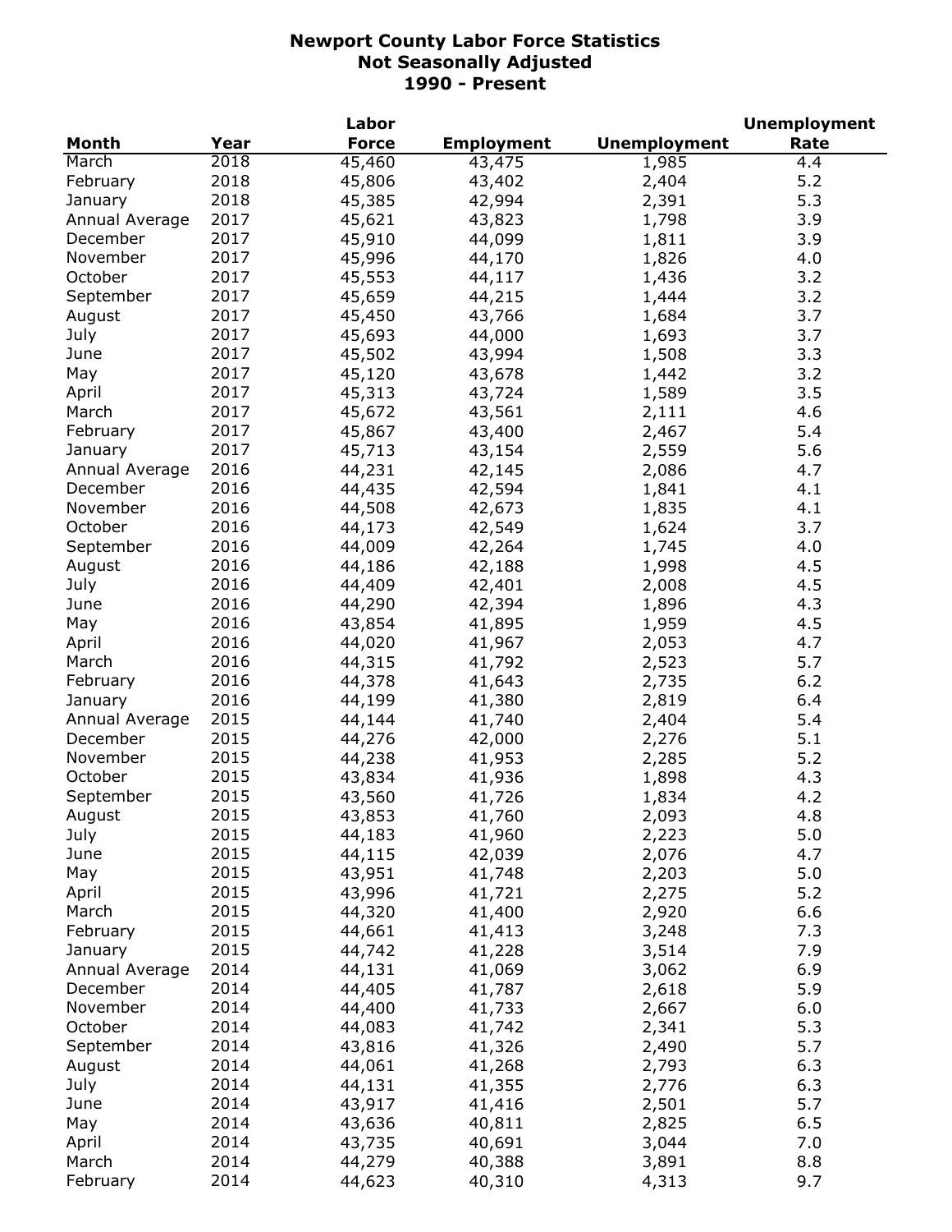# Newport County Labor Force Statistics
## Not Seasonally Adjusted
## 1990 - Present

| Month | Year | Labor Force | Employment | Unemployment | Unemployment Rate |
|---|---|---|---|---|---|
| March | 2018 | 45,460 | 43,475 | 1,985 | 4.4 |
| February | 2018 | 45,806 | 43,402 | 2,404 | 5.2 |
| January | 2018 | 45,385 | 42,994 | 2,391 | 5.3 |
| Annual Average | 2017 | 45,621 | 43,823 | 1,798 | 3.9 |
| December | 2017 | 45,910 | 44,099 | 1,811 | 3.9 |
| November | 2017 | 45,996 | 44,170 | 1,826 | 4.0 |
| October | 2017 | 45,553 | 44,117 | 1,436 | 3.2 |
| September | 2017 | 45,659 | 44,215 | 1,444 | 3.2 |
| August | 2017 | 45,450 | 43,766 | 1,684 | 3.7 |
| July | 2017 | 45,693 | 44,000 | 1,693 | 3.7 |
| June | 2017 | 45,502 | 43,994 | 1,508 | 3.3 |
| May | 2017 | 45,120 | 43,678 | 1,442 | 3.2 |
| April | 2017 | 45,313 | 43,724 | 1,589 | 3.5 |
| March | 2017 | 45,672 | 43,561 | 2,111 | 4.6 |
| February | 2017 | 45,867 | 43,400 | 2,467 | 5.4 |
| January | 2017 | 45,713 | 43,154 | 2,559 | 5.6 |
| Annual Average | 2016 | 44,231 | 42,145 | 2,086 | 4.7 |
| December | 2016 | 44,435 | 42,594 | 1,841 | 4.1 |
| November | 2016 | 44,508 | 42,673 | 1,835 | 4.1 |
| October | 2016 | 44,173 | 42,549 | 1,624 | 3.7 |
| September | 2016 | 44,009 | 42,264 | 1,745 | 4.0 |
| August | 2016 | 44,186 | 42,188 | 1,998 | 4.5 |
| July | 2016 | 44,409 | 42,401 | 2,008 | 4.5 |
| June | 2016 | 44,290 | 42,394 | 1,896 | 4.3 |
| May | 2016 | 43,854 | 41,895 | 1,959 | 4.5 |
| April | 2016 | 44,020 | 41,967 | 2,053 | 4.7 |
| March | 2016 | 44,315 | 41,792 | 2,523 | 5.7 |
| February | 2016 | 44,378 | 41,643 | 2,735 | 6.2 |
| January | 2016 | 44,199 | 41,380 | 2,819 | 6.4 |
| Annual Average | 2015 | 44,144 | 41,740 | 2,404 | 5.4 |
| December | 2015 | 44,276 | 42,000 | 2,276 | 5.1 |
| November | 2015 | 44,238 | 41,953 | 2,285 | 5.2 |
| October | 2015 | 43,834 | 41,936 | 1,898 | 4.3 |
| September | 2015 | 43,560 | 41,726 | 1,834 | 4.2 |
| August | 2015 | 43,853 | 41,760 | 2,093 | 4.8 |
| July | 2015 | 44,183 | 41,960 | 2,223 | 5.0 |
| June | 2015 | 44,115 | 42,039 | 2,076 | 4.7 |
| May | 2015 | 43,951 | 41,748 | 2,203 | 5.0 |
| April | 2015 | 43,996 | 41,721 | 2,275 | 5.2 |
| March | 2015 | 44,320 | 41,400 | 2,920 | 6.6 |
| February | 2015 | 44,661 | 41,413 | 3,248 | 7.3 |
| January | 2015 | 44,742 | 41,228 | 3,514 | 7.9 |
| Annual Average | 2014 | 44,131 | 41,069 | 3,062 | 6.9 |
| December | 2014 | 44,405 | 41,787 | 2,618 | 5.9 |
| November | 2014 | 44,400 | 41,733 | 2,667 | 6.0 |
| October | 2014 | 44,083 | 41,742 | 2,341 | 5.3 |
| September | 2014 | 43,816 | 41,326 | 2,490 | 5.7 |
| August | 2014 | 44,061 | 41,268 | 2,793 | 6.3 |
| July | 2014 | 44,131 | 41,355 | 2,776 | 6.3 |
| June | 2014 | 43,917 | 41,416 | 2,501 | 5.7 |
| May | 2014 | 43,636 | 40,811 | 2,825 | 6.5 |
| April | 2014 | 43,735 | 40,691 | 3,044 | 7.0 |
| March | 2014 | 44,279 | 40,388 | 3,891 | 8.8 |
| February | 2014 | 44,623 | 40,310 | 4,313 | 9.7 |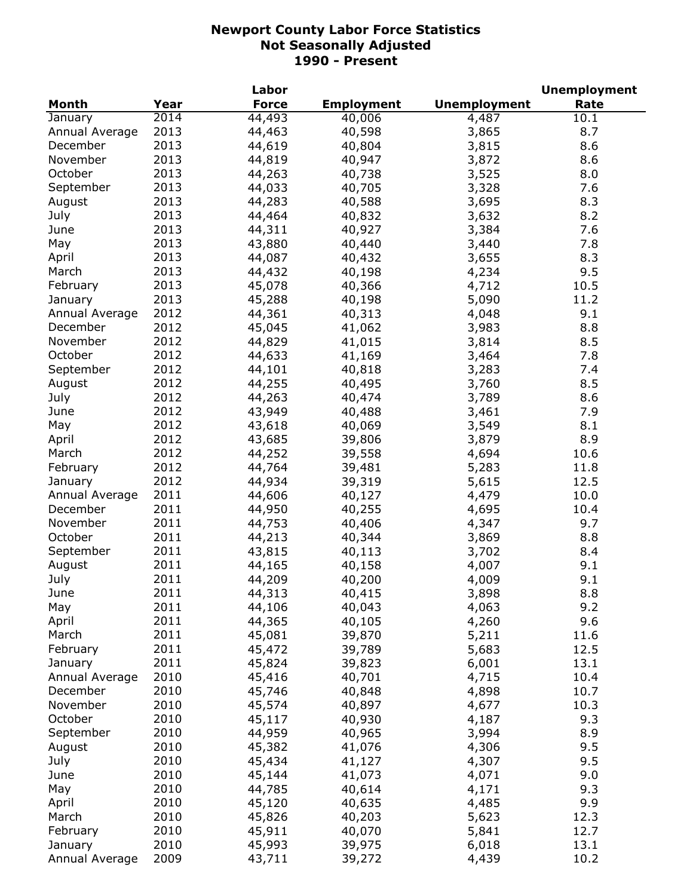# Newport County Labor Force Statistics
## Not Seasonally Adjusted
## 1990 - Present

| Month | Year | Labor Force | Employment | Unemployment | Unemployment Rate |
|---|---|---|---|---|---|
| January | 2014 | 44,493 | 40,006 | 4,487 | 10.1 |
| Annual Average | 2013 | 44,463 | 40,598 | 3,865 | 8.7 |
| December | 2013 | 44,619 | 40,804 | 3,815 | 8.6 |
| November | 2013 | 44,819 | 40,947 | 3,872 | 8.6 |
| October | 2013 | 44,263 | 40,738 | 3,525 | 8.0 |
| September | 2013 | 44,033 | 40,705 | 3,328 | 7.6 |
| August | 2013 | 44,283 | 40,588 | 3,695 | 8.3 |
| July | 2013 | 44,464 | 40,832 | 3,632 | 8.2 |
| June | 2013 | 44,311 | 40,927 | 3,384 | 7.6 |
| May | 2013 | 43,880 | 40,440 | 3,440 | 7.8 |
| April | 2013 | 44,087 | 40,432 | 3,655 | 8.3 |
| March | 2013 | 44,432 | 40,198 | 4,234 | 9.5 |
| February | 2013 | 45,078 | 40,366 | 4,712 | 10.5 |
| January | 2013 | 45,288 | 40,198 | 5,090 | 11.2 |
| Annual Average | 2012 | 44,361 | 40,313 | 4,048 | 9.1 |
| December | 2012 | 45,045 | 41,062 | 3,983 | 8.8 |
| November | 2012 | 44,829 | 41,015 | 3,814 | 8.5 |
| October | 2012 | 44,633 | 41,169 | 3,464 | 7.8 |
| September | 2012 | 44,101 | 40,818 | 3,283 | 7.4 |
| August | 2012 | 44,255 | 40,495 | 3,760 | 8.5 |
| July | 2012 | 44,263 | 40,474 | 3,789 | 8.6 |
| June | 2012 | 43,949 | 40,488 | 3,461 | 7.9 |
| May | 2012 | 43,618 | 40,069 | 3,549 | 8.1 |
| April | 2012 | 43,685 | 39,806 | 3,879 | 8.9 |
| March | 2012 | 44,252 | 39,558 | 4,694 | 10.6 |
| February | 2012 | 44,764 | 39,481 | 5,283 | 11.8 |
| January | 2012 | 44,934 | 39,319 | 5,615 | 12.5 |
| Annual Average | 2011 | 44,606 | 40,127 | 4,479 | 10.0 |
| December | 2011 | 44,950 | 40,255 | 4,695 | 10.4 |
| November | 2011 | 44,753 | 40,406 | 4,347 | 9.7 |
| October | 2011 | 44,213 | 40,344 | 3,869 | 8.8 |
| September | 2011 | 43,815 | 40,113 | 3,702 | 8.4 |
| August | 2011 | 44,165 | 40,158 | 4,007 | 9.1 |
| July | 2011 | 44,209 | 40,200 | 4,009 | 9.1 |
| June | 2011 | 44,313 | 40,415 | 3,898 | 8.8 |
| May | 2011 | 44,106 | 40,043 | 4,063 | 9.2 |
| April | 2011 | 44,365 | 40,105 | 4,260 | 9.6 |
| March | 2011 | 45,081 | 39,870 | 5,211 | 11.6 |
| February | 2011 | 45,472 | 39,789 | 5,683 | 12.5 |
| January | 2011 | 45,824 | 39,823 | 6,001 | 13.1 |
| Annual Average | 2010 | 45,416 | 40,701 | 4,715 | 10.4 |
| December | 2010 | 45,746 | 40,848 | 4,898 | 10.7 |
| November | 2010 | 45,574 | 40,897 | 4,677 | 10.3 |
| October | 2010 | 45,117 | 40,930 | 4,187 | 9.3 |
| September | 2010 | 44,959 | 40,965 | 3,994 | 8.9 |
| August | 2010 | 45,382 | 41,076 | 4,306 | 9.5 |
| July | 2010 | 45,434 | 41,127 | 4,307 | 9.5 |
| June | 2010 | 45,144 | 41,073 | 4,071 | 9.0 |
| May | 2010 | 44,785 | 40,614 | 4,171 | 9.3 |
| April | 2010 | 45,120 | 40,635 | 4,485 | 9.9 |
| March | 2010 | 45,826 | 40,203 | 5,623 | 12.3 |
| February | 2010 | 45,911 | 40,070 | 5,841 | 12.7 |
| January | 2010 | 45,993 | 39,975 | 6,018 | 13.1 |
| Annual Average | 2009 | 43,711 | 39,272 | 4,439 | 10.2 |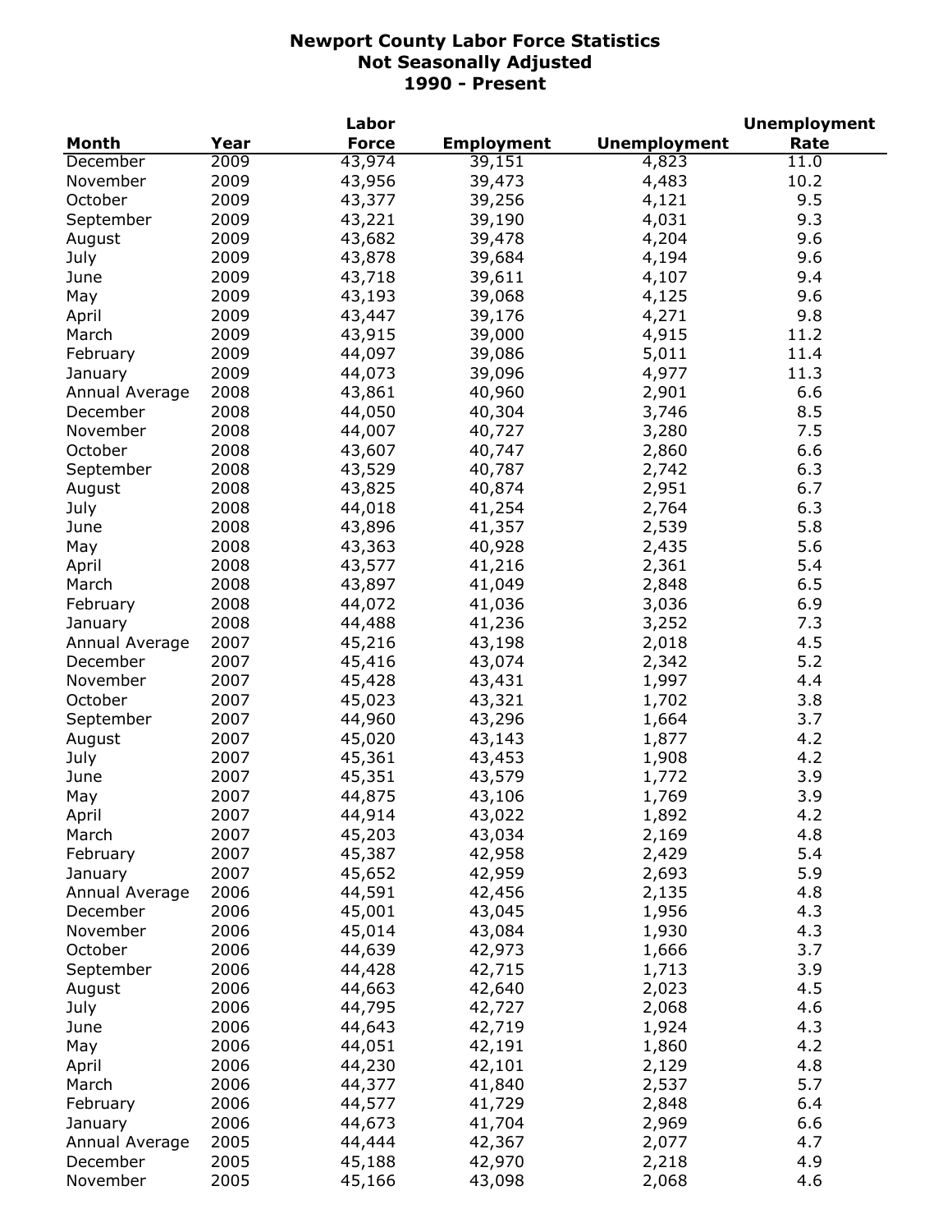# Newport County Labor Force Statistics
## Not Seasonally Adjusted
## 1990 - Present

| Month | Year | Labor Force | Employment | Unemployment | Unemployment Rate |
|---|---|---|---|---|---|
| December | 2009 | 43,974 | 39,151 | 4,823 | 11.0 |
| November | 2009 | 43,956 | 39,473 | 4,483 | 10.2 |
| October | 2009 | 43,377 | 39,256 | 4,121 | 9.5 |
| September | 2009 | 43,221 | 39,190 | 4,031 | 9.3 |
| August | 2009 | 43,682 | 39,478 | 4,204 | 9.6 |
| July | 2009 | 43,878 | 39,684 | 4,194 | 9.6 |
| June | 2009 | 43,718 | 39,611 | 4,107 | 9.4 |
| May | 2009 | 43,193 | 39,068 | 4,125 | 9.6 |
| April | 2009 | 43,447 | 39,176 | 4,271 | 9.8 |
| March | 2009 | 43,915 | 39,000 | 4,915 | 11.2 |
| February | 2009 | 44,097 | 39,086 | 5,011 | 11.4 |
| January | 2009 | 44,073 | 39,096 | 4,977 | 11.3 |
| Annual Average | 2008 | 43,861 | 40,960 | 2,901 | 6.6 |
| December | 2008 | 44,050 | 40,304 | 3,746 | 8.5 |
| November | 2008 | 44,007 | 40,727 | 3,280 | 7.5 |
| October | 2008 | 43,607 | 40,747 | 2,860 | 6.6 |
| September | 2008 | 43,529 | 40,787 | 2,742 | 6.3 |
| August | 2008 | 43,825 | 40,874 | 2,951 | 6.7 |
| July | 2008 | 44,018 | 41,254 | 2,764 | 6.3 |
| June | 2008 | 43,896 | 41,357 | 2,539 | 5.8 |
| May | 2008 | 43,363 | 40,928 | 2,435 | 5.6 |
| April | 2008 | 43,577 | 41,216 | 2,361 | 5.4 |
| March | 2008 | 43,897 | 41,049 | 2,848 | 6.5 |
| February | 2008 | 44,072 | 41,036 | 3,036 | 6.9 |
| January | 2008 | 44,488 | 41,236 | 3,252 | 7.3 |
| Annual Average | 2007 | 45,216 | 43,198 | 2,018 | 4.5 |
| December | 2007 | 45,416 | 43,074 | 2,342 | 5.2 |
| November | 2007 | 45,428 | 43,431 | 1,997 | 4.4 |
| October | 2007 | 45,023 | 43,321 | 1,702 | 3.8 |
| September | 2007 | 44,960 | 43,296 | 1,664 | 3.7 |
| August | 2007 | 45,020 | 43,143 | 1,877 | 4.2 |
| July | 2007 | 45,361 | 43,453 | 1,908 | 4.2 |
| June | 2007 | 45,351 | 43,579 | 1,772 | 3.9 |
| May | 2007 | 44,875 | 43,106 | 1,769 | 3.9 |
| April | 2007 | 44,914 | 43,022 | 1,892 | 4.2 |
| March | 2007 | 45,203 | 43,034 | 2,169 | 4.8 |
| February | 2007 | 45,387 | 42,958 | 2,429 | 5.4 |
| January | 2007 | 45,652 | 42,959 | 2,693 | 5.9 |
| Annual Average | 2006 | 44,591 | 42,456 | 2,135 | 4.8 |
| December | 2006 | 45,001 | 43,045 | 1,956 | 4.3 |
| November | 2006 | 45,014 | 43,084 | 1,930 | 4.3 |
| October | 2006 | 44,639 | 42,973 | 1,666 | 3.7 |
| September | 2006 | 44,428 | 42,715 | 1,713 | 3.9 |
| August | 2006 | 44,663 | 42,640 | 2,023 | 4.5 |
| July | 2006 | 44,795 | 42,727 | 2,068 | 4.6 |
| June | 2006 | 44,643 | 42,719 | 1,924 | 4.3 |
| May | 2006 | 44,051 | 42,191 | 1,860 | 4.2 |
| April | 2006 | 44,230 | 42,101 | 2,129 | 4.8 |
| March | 2006 | 44,377 | 41,840 | 2,537 | 5.7 |
| February | 2006 | 44,577 | 41,729 | 2,848 | 6.4 |
| January | 2006 | 44,673 | 41,704 | 2,969 | 6.6 |
| Annual Average | 2005 | 44,444 | 42,367 | 2,077 | 4.7 |
| December | 2005 | 45,188 | 42,970 | 2,218 | 4.9 |
| November | 2005 | 45,166 | 43,098 | 2,068 | 4.6 |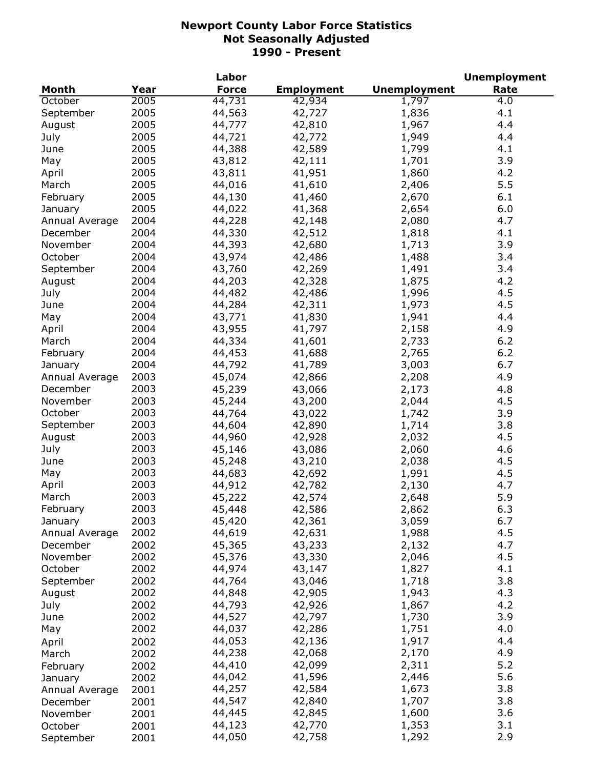# Newport County Labor Force Statistics
## Not Seasonally Adjusted
## 1990 - Present

| Month | Year | Labor Force | Employment | Unemployment | Unemployment Rate |
|---|---|---|---|---|---|
| October | 2005 | 44,731 | 42,934 | 1,797 | 4.0 |
| September | 2005 | 44,563 | 42,727 | 1,836 | 4.1 |
| August | 2005 | 44,777 | 42,810 | 1,967 | 4.4 |
| July | 2005 | 44,721 | 42,772 | 1,949 | 4.4 |
| June | 2005 | 44,388 | 42,589 | 1,799 | 4.1 |
| May | 2005 | 43,812 | 42,111 | 1,701 | 3.9 |
| April | 2005 | 43,811 | 41,951 | 1,860 | 4.2 |
| March | 2005 | 44,016 | 41,610 | 2,406 | 5.5 |
| February | 2005 | 44,130 | 41,460 | 2,670 | 6.1 |
| January | 2005 | 44,022 | 41,368 | 2,654 | 6.0 |
| Annual Average | 2004 | 44,228 | 42,148 | 2,080 | 4.7 |
| December | 2004 | 44,330 | 42,512 | 1,818 | 4.1 |
| November | 2004 | 44,393 | 42,680 | 1,713 | 3.9 |
| October | 2004 | 43,974 | 42,486 | 1,488 | 3.4 |
| September | 2004 | 43,760 | 42,269 | 1,491 | 3.4 |
| August | 2004 | 44,203 | 42,328 | 1,875 | 4.2 |
| July | 2004 | 44,482 | 42,486 | 1,996 | 4.5 |
| June | 2004 | 44,284 | 42,311 | 1,973 | 4.5 |
| May | 2004 | 43,771 | 41,830 | 1,941 | 4.4 |
| April | 2004 | 43,955 | 41,797 | 2,158 | 4.9 |
| March | 2004 | 44,334 | 41,601 | 2,733 | 6.2 |
| February | 2004 | 44,453 | 41,688 | 2,765 | 6.2 |
| January | 2004 | 44,792 | 41,789 | 3,003 | 6.7 |
| Annual Average | 2003 | 45,074 | 42,866 | 2,208 | 4.9 |
| December | 2003 | 45,239 | 43,066 | 2,173 | 4.8 |
| November | 2003 | 45,244 | 43,200 | 2,044 | 4.5 |
| October | 2003 | 44,764 | 43,022 | 1,742 | 3.9 |
| September | 2003 | 44,604 | 42,890 | 1,714 | 3.8 |
| August | 2003 | 44,960 | 42,928 | 2,032 | 4.5 |
| July | 2003 | 45,146 | 43,086 | 2,060 | 4.6 |
| June | 2003 | 45,248 | 43,210 | 2,038 | 4.5 |
| May | 2003 | 44,683 | 42,692 | 1,991 | 4.5 |
| April | 2003 | 44,912 | 42,782 | 2,130 | 4.7 |
| March | 2003 | 45,222 | 42,574 | 2,648 | 5.9 |
| February | 2003 | 45,448 | 42,586 | 2,862 | 6.3 |
| January | 2003 | 45,420 | 42,361 | 3,059 | 6.7 |
| Annual Average | 2002 | 44,619 | 42,631 | 1,988 | 4.5 |
| December | 2002 | 45,365 | 43,233 | 2,132 | 4.7 |
| November | 2002 | 45,376 | 43,330 | 2,046 | 4.5 |
| October | 2002 | 44,974 | 43,147 | 1,827 | 4.1 |
| September | 2002 | 44,764 | 43,046 | 1,718 | 3.8 |
| August | 2002 | 44,848 | 42,905 | 1,943 | 4.3 |
| July | 2002 | 44,793 | 42,926 | 1,867 | 4.2 |
| June | 2002 | 44,527 | 42,797 | 1,730 | 3.9 |
| May | 2002 | 44,037 | 42,286 | 1,751 | 4.0 |
| April | 2002 | 44,053 | 42,136 | 1,917 | 4.4 |
| March | 2002 | 44,238 | 42,068 | 2,170 | 4.9 |
| February | 2002 | 44,410 | 42,099 | 2,311 | 5.2 |
| January | 2002 | 44,042 | 41,596 | 2,446 | 5.6 |
| Annual Average | 2001 | 44,257 | 42,584 | 1,673 | 3.8 |
| December | 2001 | 44,547 | 42,840 | 1,707 | 3.8 |
| November | 2001 | 44,445 | 42,845 | 1,600 | 3.6 |
| October | 2001 | 44,123 | 42,770 | 1,353 | 3.1 |
| September | 2001 | 44,050 | 42,758 | 1,292 | 2.9 |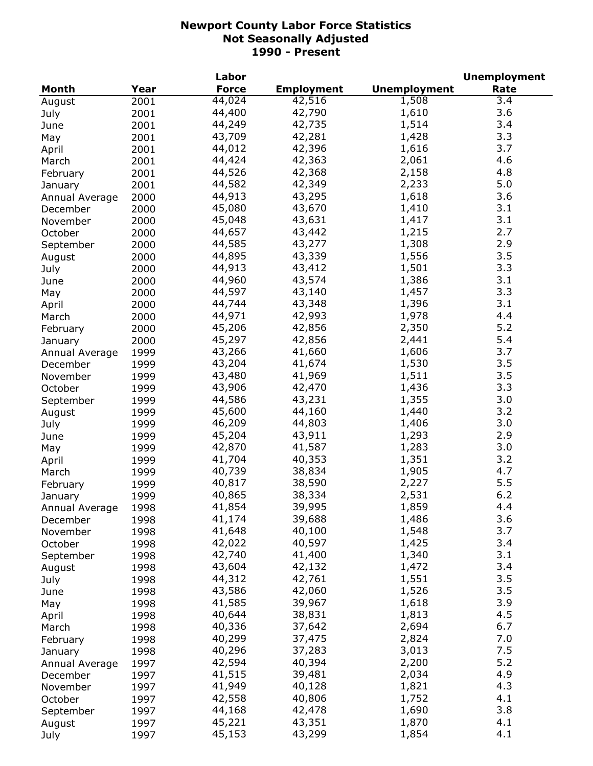# Newport County Labor Force Statistics
## Not Seasonally Adjusted
## 1990 - Present

| Month | Year | Labor Force | Employment | Unemployment | Unemployment Rate |
|---|---|---|---|---|---|
| August | 2001 | 44,024 | 42,516 | 1,508 | 3.4 |
| July | 2001 | 44,400 | 42,790 | 1,610 | 3.6 |
| June | 2001 | 44,249 | 42,735 | 1,514 | 3.4 |
| May | 2001 | 43,709 | 42,281 | 1,428 | 3.3 |
| April | 2001 | 44,012 | 42,396 | 1,616 | 3.7 |
| March | 2001 | 44,424 | 42,363 | 2,061 | 4.6 |
| February | 2001 | 44,526 | 42,368 | 2,158 | 4.8 |
| January | 2001 | 44,582 | 42,349 | 2,233 | 5.0 |
| Annual Average | 2000 | 44,913 | 43,295 | 1,618 | 3.6 |
| December | 2000 | 45,080 | 43,670 | 1,410 | 3.1 |
| November | 2000 | 45,048 | 43,631 | 1,417 | 3.1 |
| October | 2000 | 44,657 | 43,442 | 1,215 | 2.7 |
| September | 2000 | 44,585 | 43,277 | 1,308 | 2.9 |
| August | 2000 | 44,895 | 43,339 | 1,556 | 3.5 |
| July | 2000 | 44,913 | 43,412 | 1,501 | 3.3 |
| June | 2000 | 44,960 | 43,574 | 1,386 | 3.1 |
| May | 2000 | 44,597 | 43,140 | 1,457 | 3.3 |
| April | 2000 | 44,744 | 43,348 | 1,396 | 3.1 |
| March | 2000 | 44,971 | 42,993 | 1,978 | 4.4 |
| February | 2000 | 45,206 | 42,856 | 2,350 | 5.2 |
| January | 2000 | 45,297 | 42,856 | 2,441 | 5.4 |
| Annual Average | 1999 | 43,266 | 41,660 | 1,606 | 3.7 |
| December | 1999 | 43,204 | 41,674 | 1,530 | 3.5 |
| November | 1999 | 43,480 | 41,969 | 1,511 | 3.5 |
| October | 1999 | 43,906 | 42,470 | 1,436 | 3.3 |
| September | 1999 | 44,586 | 43,231 | 1,355 | 3.0 |
| August | 1999 | 45,600 | 44,160 | 1,440 | 3.2 |
| July | 1999 | 46,209 | 44,803 | 1,406 | 3.0 |
| June | 1999 | 45,204 | 43,911 | 1,293 | 2.9 |
| May | 1999 | 42,870 | 41,587 | 1,283 | 3.0 |
| April | 1999 | 41,704 | 40,353 | 1,351 | 3.2 |
| March | 1999 | 40,739 | 38,834 | 1,905 | 4.7 |
| February | 1999 | 40,817 | 38,590 | 2,227 | 5.5 |
| January | 1999 | 40,865 | 38,334 | 2,531 | 6.2 |
| Annual Average | 1998 | 41,854 | 39,995 | 1,859 | 4.4 |
| December | 1998 | 41,174 | 39,688 | 1,486 | 3.6 |
| November | 1998 | 41,648 | 40,100 | 1,548 | 3.7 |
| October | 1998 | 42,022 | 40,597 | 1,425 | 3.4 |
| September | 1998 | 42,740 | 41,400 | 1,340 | 3.1 |
| August | 1998 | 43,604 | 42,132 | 1,472 | 3.4 |
| July | 1998 | 44,312 | 42,761 | 1,551 | 3.5 |
| June | 1998 | 43,586 | 42,060 | 1,526 | 3.5 |
| May | 1998 | 41,585 | 39,967 | 1,618 | 3.9 |
| April | 1998 | 40,644 | 38,831 | 1,813 | 4.5 |
| March | 1998 | 40,336 | 37,642 | 2,694 | 6.7 |
| February | 1998 | 40,299 | 37,475 | 2,824 | 7.0 |
| January | 1998 | 40,296 | 37,283 | 3,013 | 7.5 |
| Annual Average | 1997 | 42,594 | 40,394 | 2,200 | 5.2 |
| December | 1997 | 41,515 | 39,481 | 2,034 | 4.9 |
| November | 1997 | 41,949 | 40,128 | 1,821 | 4.3 |
| October | 1997 | 42,558 | 40,806 | 1,752 | 4.1 |
| September | 1997 | 44,168 | 42,478 | 1,690 | 3.8 |
| August | 1997 | 45,221 | 43,351 | 1,870 | 4.1 |
| July | 1997 | 45,153 | 43,299 | 1,854 | 4.1 |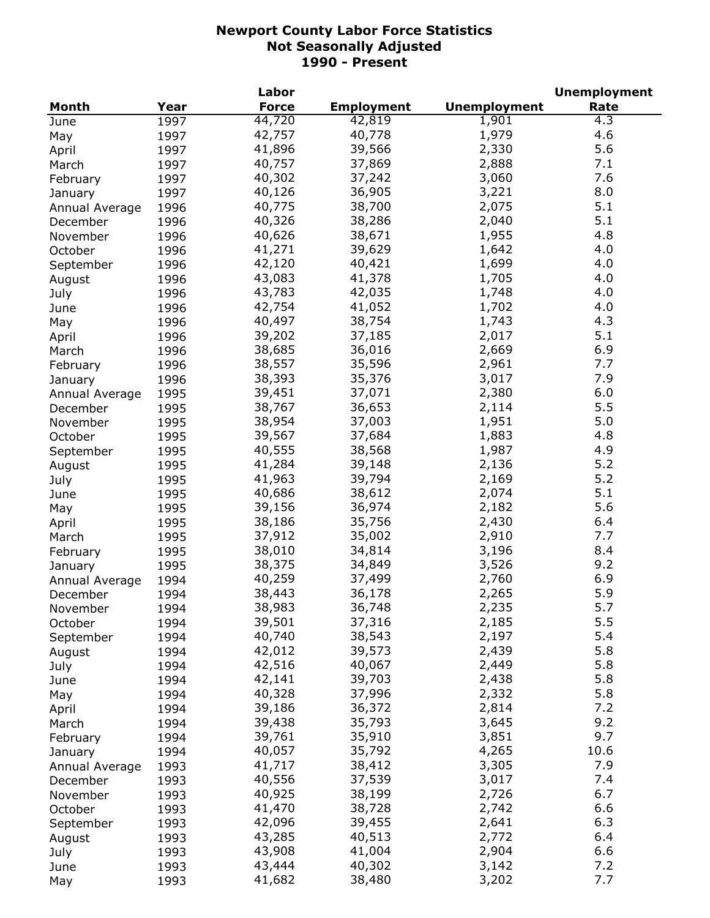# Newport County Labor Force Statistics
## Not Seasonally Adjusted
## 1990 - Present

| Month | Year | Labor Force | Employment | Unemployment | Unemployment Rate |
|---|---|---|---|---|---|
| June | 1997 | 44,720 | 42,819 | 1,901 | 4.3 |
| May | 1997 | 42,757 | 40,778 | 1,979 | 4.6 |
| April | 1997 | 41,896 | 39,566 | 2,330 | 5.6 |
| March | 1997 | 40,757 | 37,869 | 2,888 | 7.1 |
| February | 1997 | 40,302 | 37,242 | 3,060 | 7.6 |
| January | 1997 | 40,126 | 36,905 | 3,221 | 8.0 |
| Annual Average | 1996 | 40,775 | 38,700 | 2,075 | 5.1 |
| December | 1996 | 40,326 | 38,286 | 2,040 | 5.1 |
| November | 1996 | 40,626 | 38,671 | 1,955 | 4.8 |
| October | 1996 | 41,271 | 39,629 | 1,642 | 4.0 |
| September | 1996 | 42,120 | 40,421 | 1,699 | 4.0 |
| August | 1996 | 43,083 | 41,378 | 1,705 | 4.0 |
| July | 1996 | 43,783 | 42,035 | 1,748 | 4.0 |
| June | 1996 | 42,754 | 41,052 | 1,702 | 4.0 |
| May | 1996 | 40,497 | 38,754 | 1,743 | 4.3 |
| April | 1996 | 39,202 | 37,185 | 2,017 | 5.1 |
| March | 1996 | 38,685 | 36,016 | 2,669 | 6.9 |
| February | 1996 | 38,557 | 35,596 | 2,961 | 7.7 |
| January | 1996 | 38,393 | 35,376 | 3,017 | 7.9 |
| Annual Average | 1995 | 39,451 | 37,071 | 2,380 | 6.0 |
| December | 1995 | 38,767 | 36,653 | 2,114 | 5.5 |
| November | 1995 | 38,954 | 37,003 | 1,951 | 5.0 |
| October | 1995 | 39,567 | 37,684 | 1,883 | 4.8 |
| September | 1995 | 40,555 | 38,568 | 1,987 | 4.9 |
| August | 1995 | 41,284 | 39,148 | 2,136 | 5.2 |
| July | 1995 | 41,963 | 39,794 | 2,169 | 5.2 |
| June | 1995 | 40,686 | 38,612 | 2,074 | 5.1 |
| May | 1995 | 39,156 | 36,974 | 2,182 | 5.6 |
| April | 1995 | 38,186 | 35,756 | 2,430 | 6.4 |
| March | 1995 | 37,912 | 35,002 | 2,910 | 7.7 |
| February | 1995 | 38,010 | 34,814 | 3,196 | 8.4 |
| January | 1995 | 38,375 | 34,849 | 3,526 | 9.2 |
| Annual Average | 1994 | 40,259 | 37,499 | 2,760 | 6.9 |
| December | 1994 | 38,443 | 36,178 | 2,265 | 5.9 |
| November | 1994 | 38,983 | 36,748 | 2,235 | 5.7 |
| October | 1994 | 39,501 | 37,316 | 2,185 | 5.5 |
| September | 1994 | 40,740 | 38,543 | 2,197 | 5.4 |
| August | 1994 | 42,012 | 39,573 | 2,439 | 5.8 |
| July | 1994 | 42,516 | 40,067 | 2,449 | 5.8 |
| June | 1994 | 42,141 | 39,703 | 2,438 | 5.8 |
| May | 1994 | 40,328 | 37,996 | 2,332 | 5.8 |
| April | 1994 | 39,186 | 36,372 | 2,814 | 7.2 |
| March | 1994 | 39,438 | 35,793 | 3,645 | 9.2 |
| February | 1994 | 39,761 | 35,910 | 3,851 | 9.7 |
| January | 1994 | 40,057 | 35,792 | 4,265 | 10.6 |
| Annual Average | 1993 | 41,717 | 38,412 | 3,305 | 7.9 |
| December | 1993 | 40,556 | 37,539 | 3,017 | 7.4 |
| November | 1993 | 40,925 | 38,199 | 2,726 | 6.7 |
| October | 1993 | 41,470 | 38,728 | 2,742 | 6.6 |
| September | 1993 | 42,096 | 39,455 | 2,641 | 6.3 |
| August | 1993 | 43,285 | 40,513 | 2,772 | 6.4 |
| July | 1993 | 43,908 | 41,004 | 2,904 | 6.6 |
| June | 1993 | 43,444 | 40,302 | 3,142 | 7.2 |
| May | 1993 | 41,682 | 38,480 | 3,202 | 7.7 |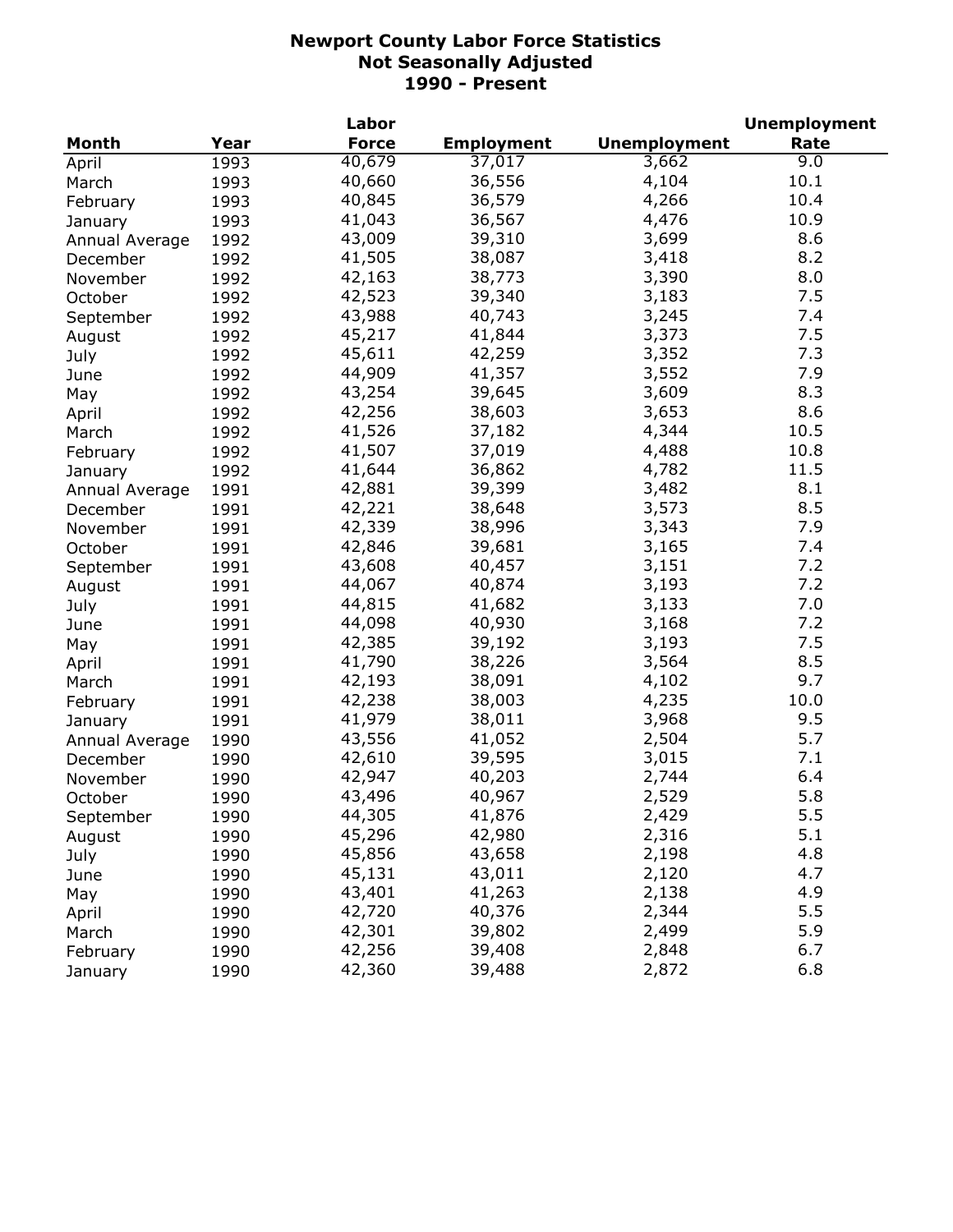# Newport County Labor Force Statistics
## Not Seasonally Adjusted
## 1990 - Present

| Month | Year | Labor Force | Employment | Unemployment | Unemployment Rate |
|---|---|---|---|---|---|
| April | 1993 | 40,679 | 37,017 | 3,662 | 9.0 |
| March | 1993 | 40,660 | 36,556 | 4,104 | 10.1 |
| February | 1993 | 40,845 | 36,579 | 4,266 | 10.4 |
| January | 1993 | 41,043 | 36,567 | 4,476 | 10.9 |
| Annual Average | 1992 | 43,009 | 39,310 | 3,699 | 8.6 |
| December | 1992 | 41,505 | 38,087 | 3,418 | 8.2 |
| November | 1992 | 42,163 | 38,773 | 3,390 | 8.0 |
| October | 1992 | 42,523 | 39,340 | 3,183 | 7.5 |
| September | 1992 | 43,988 | 40,743 | 3,245 | 7.4 |
| August | 1992 | 45,217 | 41,844 | 3,373 | 7.5 |
| July | 1992 | 45,611 | 42,259 | 3,352 | 7.3 |
| June | 1992 | 44,909 | 41,357 | 3,552 | 7.9 |
| May | 1992 | 43,254 | 39,645 | 3,609 | 8.3 |
| April | 1992 | 42,256 | 38,603 | 3,653 | 8.6 |
| March | 1992 | 41,526 | 37,182 | 4,344 | 10.5 |
| February | 1992 | 41,507 | 37,019 | 4,488 | 10.8 |
| January | 1992 | 41,644 | 36,862 | 4,782 | 11.5 |
| Annual Average | 1991 | 42,881 | 39,399 | 3,482 | 8.1 |
| December | 1991 | 42,221 | 38,648 | 3,573 | 8.5 |
| November | 1991 | 42,339 | 38,996 | 3,343 | 7.9 |
| October | 1991 | 42,846 | 39,681 | 3,165 | 7.4 |
| September | 1991 | 43,608 | 40,457 | 3,151 | 7.2 |
| August | 1991 | 44,067 | 40,874 | 3,193 | 7.2 |
| July | 1991 | 44,815 | 41,682 | 3,133 | 7.0 |
| June | 1991 | 44,098 | 40,930 | 3,168 | 7.2 |
| May | 1991 | 42,385 | 39,192 | 3,193 | 7.5 |
| April | 1991 | 41,790 | 38,226 | 3,564 | 8.5 |
| March | 1991 | 42,193 | 38,091 | 4,102 | 9.7 |
| February | 1991 | 42,238 | 38,003 | 4,235 | 10.0 |
| January | 1991 | 41,979 | 38,011 | 3,968 | 9.5 |
| Annual Average | 1990 | 43,556 | 41,052 | 2,504 | 5.7 |
| December | 1990 | 42,610 | 39,595 | 3,015 | 7.1 |
| November | 1990 | 42,947 | 40,203 | 2,744 | 6.4 |
| October | 1990 | 43,496 | 40,967 | 2,529 | 5.8 |
| September | 1990 | 44,305 | 41,876 | 2,429 | 5.5 |
| August | 1990 | 45,296 | 42,980 | 2,316 | 5.1 |
| July | 1990 | 45,856 | 43,658 | 2,198 | 4.8 |
| June | 1990 | 45,131 | 43,011 | 2,120 | 4.7 |
| May | 1990 | 43,401 | 41,263 | 2,138 | 4.9 |
| April | 1990 | 42,720 | 40,376 | 2,344 | 5.5 |
| March | 1990 | 42,301 | 39,802 | 2,499 | 5.9 |
| February | 1990 | 42,256 | 39,408 | 2,848 | 6.7 |
| January | 1990 | 42,360 | 39,488 | 2,872 | 6.8 |